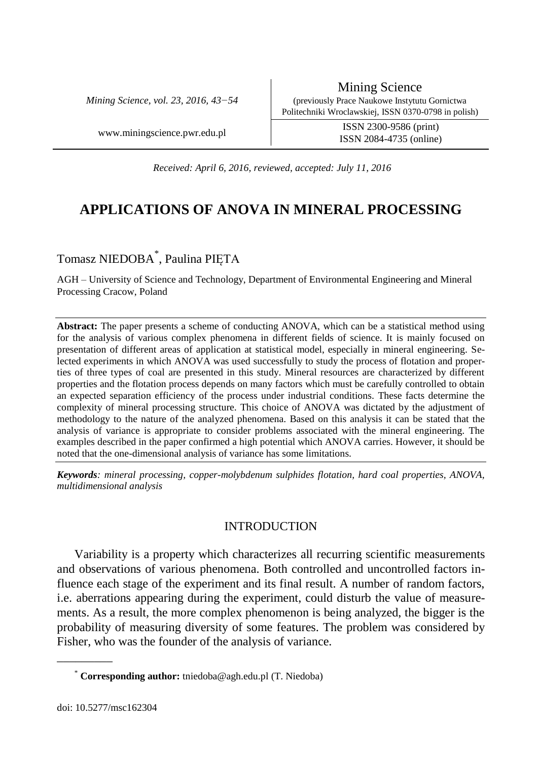Received: April 6, 2016, reviewed, accepted: July 11, 2016

# APPLICATIONS OF ANOVA IN MINERAL PROCESSING

Tomasz NIEDOBA[*], Paulina PIĘTA

AGH – University of Science and Technology, Department of Environmental Engineering and Mineral Processing Cracow, Poland

**Abstract:** The paper presents a scheme of conducting ANOVA, which can be a statistical method using for the analysis of various complex phenomena in different fields of science. It is mainly focused on presentation of different areas of application at statistical model, especially in mineral engineering. Selected experiments in which ANOVA was used successfully to study the process of flotation and properties of three types of coal are presented in this study. Mineral resources are characterized by different properties and the flotation process depends on many factors which must be carefully controlled to obtain an expected separation efficiency of the process under industrial conditions. These facts determine the complexity of mineral processing structure. This choice of ANOVA was dictated by the adjustment of methodology to the nature of the analyzed phenomena. Based on this analysis it can be stated that the analysis of variance is appropriate to consider problems associated with the mineral engineering. The examples described in the paper confirmed a high potential which ANOVA carries. However, it should be noted that the one-dimensional analysis of variance has some limitations.

***Keywords**: mineral processing, copper-molybdenum sulphides flotation, hard coal properties, ANOVA, multidimensional analysis*

## INTRODUCTION

Variability is a property which characterizes all recurring scientific measurements and observations of various phenomena. Both controlled and uncontrolled factors influence each stage of the experiment and its final result. A number of random factors, i.e. aberrations appearing during the experiment, could disturb the value of measurements. As a result, the more complex phenomenon is being analyzed, the bigger is the probability of measuring diversity of some features. The problem was considered by Fisher, who was the founder of the analysis of variance.

[*] **Corresponding author:** tniedoba@agh.edu.pl (T. Niedoba)

doi: 10.5277/msc162304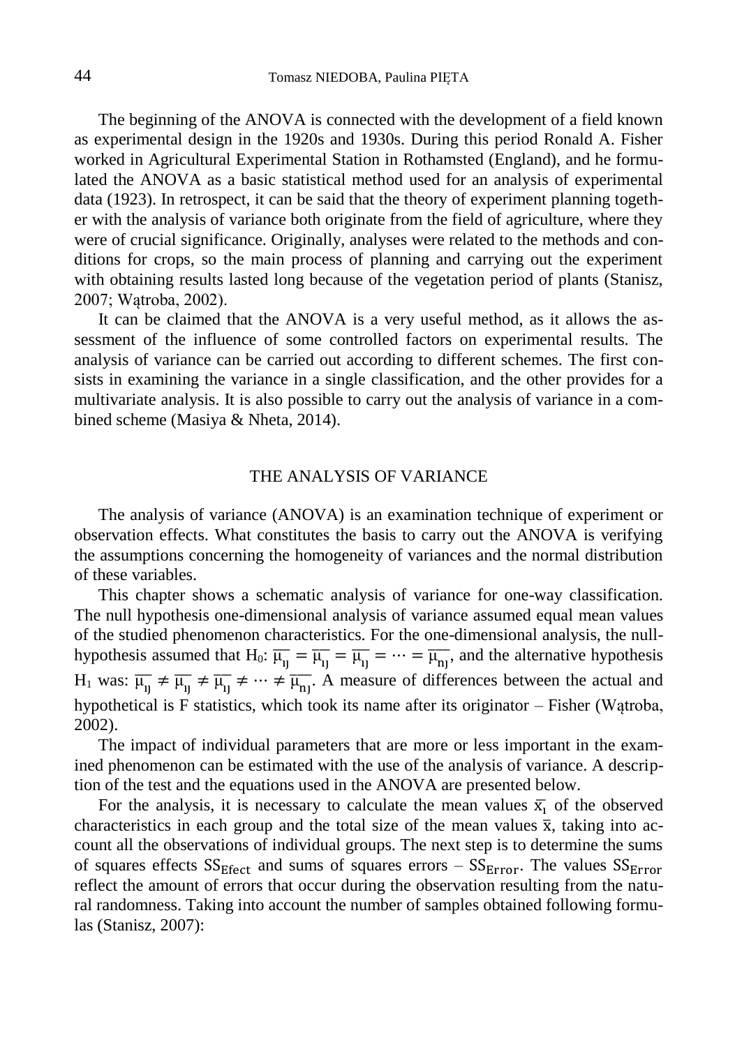The beginning of the ANOVA is connected with the development of a field known as experimental design in the 1920s and 1930s. During this period Ronald A. Fisher worked in Agricultural Experimental Station in Rothamsted (England), and he formulated the ANOVA as a basic statistical method used for an analysis of experimental data (1923). In retrospect, it can be said that the theory of experiment planning together with the analysis of variance both originate from the field of agriculture, where they were of crucial significance. Originally, analyses were related to the methods and conditions for crops, so the main process of planning and carrying out the experiment with obtaining results lasted long because of the vegetation period of plants (Stanisz, 2007; Wątroba, 2002).

It can be claimed that the ANOVA is a very useful method, as it allows the assessment of the influence of some controlled factors on experimental results. The analysis of variance can be carried out according to different schemes. The first consists in examining the variance in a single classification, and the other provides for a multivariate analysis. It is also possible to carry out the analysis of variance in a combined scheme (Masiya & Nheta, 2014).

## THE ANALYSIS OF VARIANCE

The analysis of variance (ANOVA) is an examination technique of experiment or observation effects. What constitutes the basis to carry out the ANOVA is verifying the assumptions concerning the homogeneity of variances and the normal distribution of these variables.

This chapter shows a schematic analysis of variance for one-way classification. The null hypothesis one-dimensional analysis of variance assumed equal mean values of the studied phenomenon characteristics. For the one-dimensional analysis, the null-hypothesis assumed that $H_0$: $\overline{\mu_{1j}} = \overline{\mu_{1j}} = \overline{\mu_{1j}} = \cdots = \overline{\mu_{nj}}$, and the alternative hypothesis $H_1$ was: $\overline{\mu_{1j}} \neq \overline{\mu_{1j}} \neq \overline{\mu_{1j}} \neq \cdots \neq \overline{\mu_{nj}}$. A measure of differences between the actual and hypothetical is F statistics, which took its name after its originator – Fisher (Wątroba, 2002).

The impact of individual parameters that are more or less important in the examined phenomenon can be estimated with the use of the analysis of variance. A description of the test and the equations used in the ANOVA are presented below.

For the analysis, it is necessary to calculate the mean values $\overline{x_i}$ of the observed characteristics in each group and the total size of the mean values $\overline{x}$, taking into account all the observations of individual groups. The next step is to determine the sums of squares effects $SS_{Efect}$ and sums of squares errors – $SS_{Error}$. The values $SS_{Error}$ reflect the amount of errors that occur during the observation resulting from the natural randomness. Taking into account the number of samples obtained following formulas (Stanisz, 2007):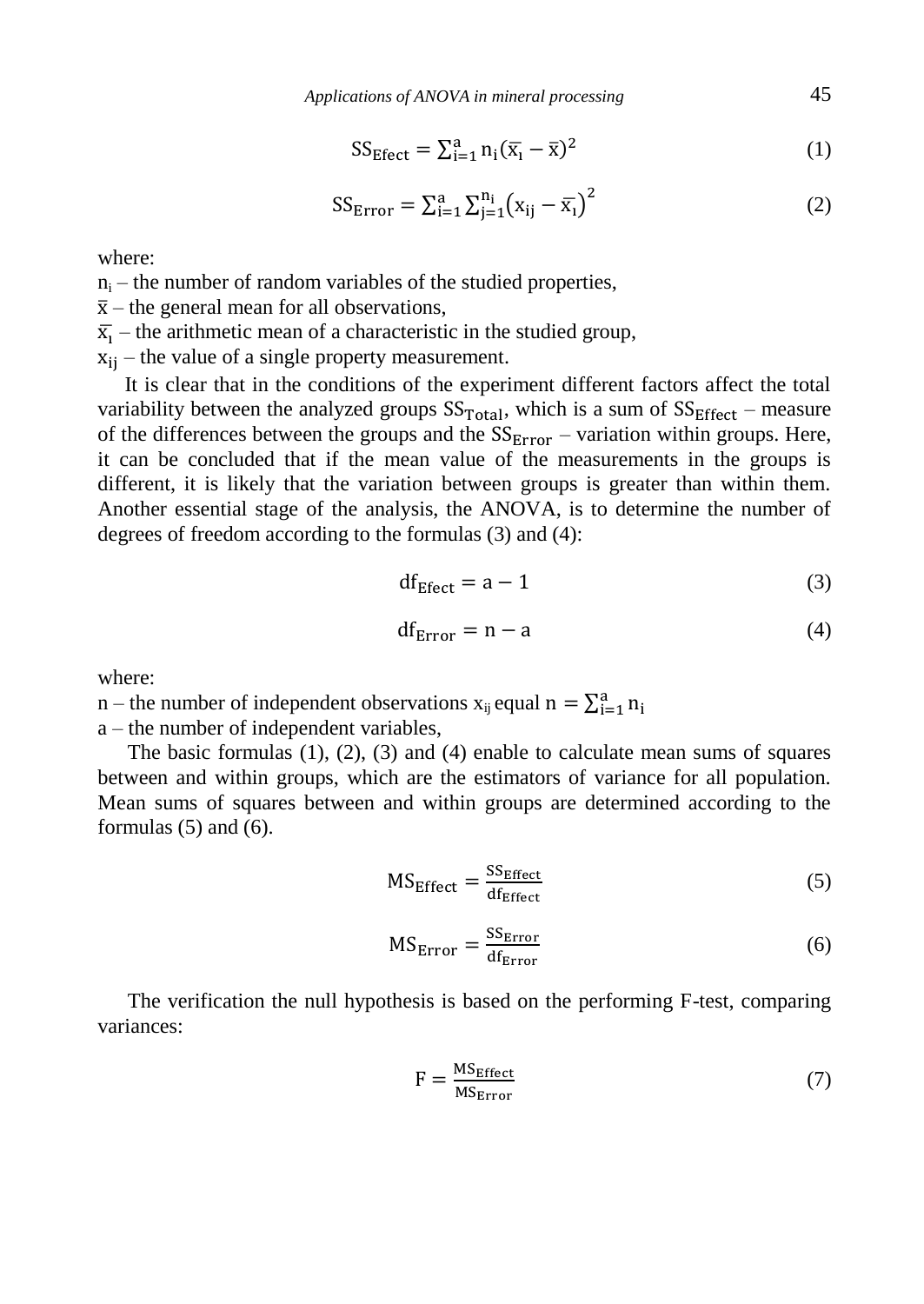$$SS_{Efect} = \sum_{i=1}^{a} n_i (\overline{x_i} - \overline{x})^2 \quad (1)$$

$$SS_{Error} = \sum_{i=1}^{a} \sum_{j=1}^{n_i} \left(x_{ij} - \overline{x_i}\right)^2 \quad (2)$$

where:

$n_i$ – the number of random variables of the studied properties,

$\overline{x}$ – the general mean for all observations,

$\overline{x_i}$ – the arithmetic mean of a characteristic in the studied group,

$x_{ij}$ – the value of a single property measurement.

It is clear that in the conditions of the experiment different factors affect the total variability between the analyzed groups $SS_{Total}$, which is a sum of $SS_{Effect}$ – measure of the differences between the groups and the $SS_{Error}$ – variation within groups. Here, it can be concluded that if the mean value of the measurements in the groups is different, it is likely that the variation between groups is greater than within them. Another essential stage of the analysis, the ANOVA, is to determine the number of degrees of freedom according to the formulas (3) and (4):

$$df_{Efect} = a - 1 \quad (3)$$

$$df_{Error} = n - a \quad (4)$$

where:

n – the number of independent observations $x_{ij}$ equal $n = \sum_{i=1}^{a} n_i$

a – the number of independent variables,

The basic formulas (1), (2), (3) and (4) enable to calculate mean sums of squares between and within groups, which are the estimators of variance for all population. Mean sums of squares between and within groups are determined according to the formulas (5) and (6).

$$MS_{Effect} = \frac{SS_{Effect}}{df_{Effect}} \quad (5)$$

$$MS_{Error} = \frac{SS_{Error}}{df_{Error}} \quad (6)$$

The verification the null hypothesis is based on the performing F-test, comparing variances:

$$F = \frac{MS_{Effect}}{MS_{Error}} \quad (7)$$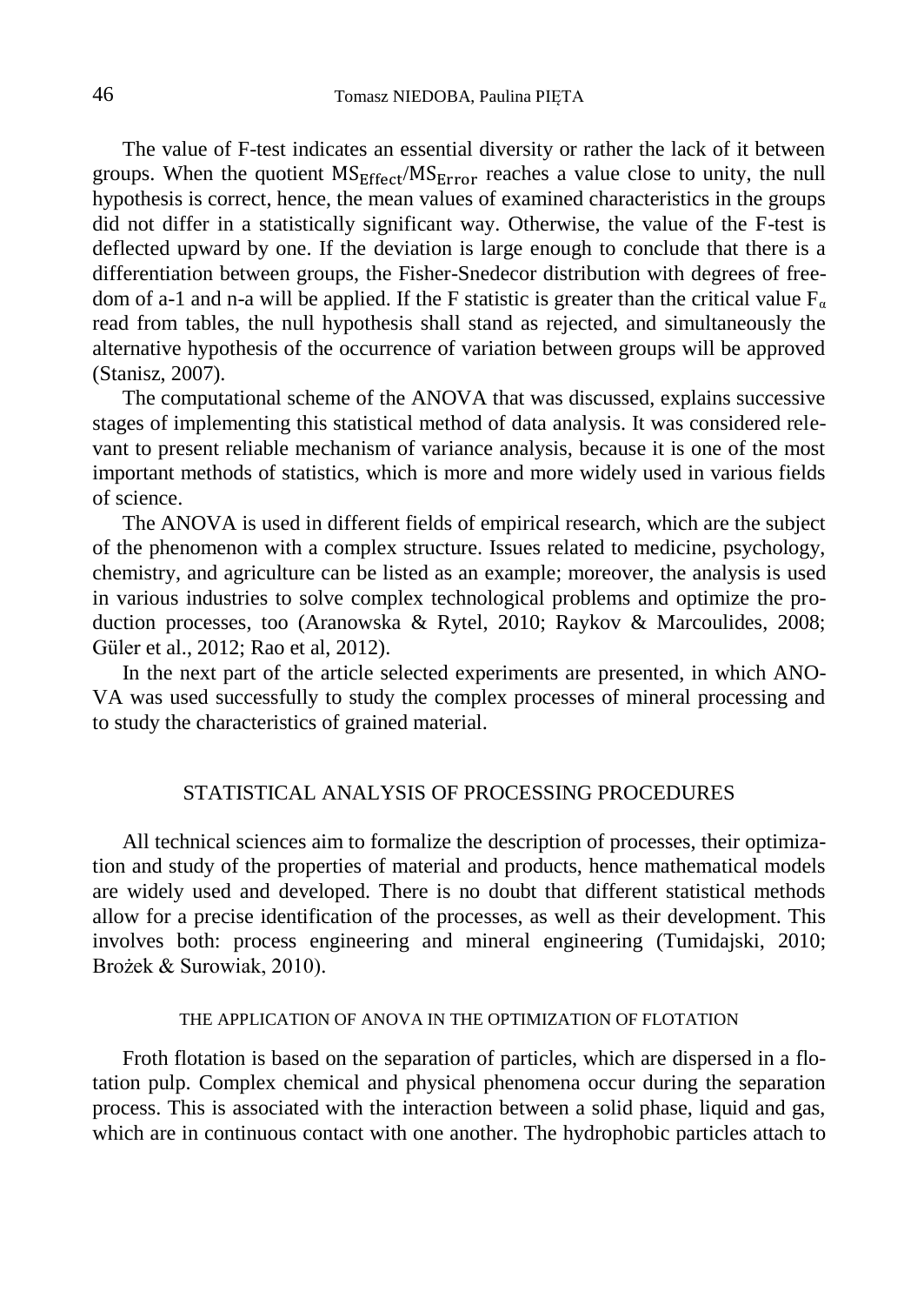The value of F-test indicates an essential diversity or rather the lack of it between groups. When the quotient $MS_{\text{Effect}}/MS_{\text{Error}}$ reaches a value close to unity, the null hypothesis is correct, hence, the mean values of examined characteristics in the groups did not differ in a statistically significant way. Otherwise, the value of the F-test is deflected upward by one. If the deviation is large enough to conclude that there is a differentiation between groups, the Fisher-Snedecor distribution with degrees of freedom of a-1 and n-a will be applied. If the F statistic is greater than the critical value $F_{\alpha}$ read from tables, the null hypothesis shall stand as rejected, and simultaneously the alternative hypothesis of the occurrence of variation between groups will be approved (Stanisz, 2007).

The computational scheme of the ANOVA that was discussed, explains successive stages of implementing this statistical method of data analysis. It was considered relevant to present reliable mechanism of variance analysis, because it is one of the most important methods of statistics, which is more and more widely used in various fields of science.

The ANOVA is used in different fields of empirical research, which are the subject of the phenomenon with a complex structure. Issues related to medicine, psychology, chemistry, and agriculture can be listed as an example; moreover, the analysis is used in various industries to solve complex technological problems and optimize the production processes, too (Aranowska & Rytel, 2010; Raykov & Marcoulides, 2008; Güler et al., 2012; Rao et al, 2012).

In the next part of the article selected experiments are presented, in which ANOVA was used successfully to study the complex processes of mineral processing and to study the characteristics of grained material.

## STATISTICAL ANALYSIS OF PROCESSING PROCEDURES

All technical sciences aim to formalize the description of processes, their optimization and study of the properties of material and products, hence mathematical models are widely used and developed. There is no doubt that different statistical methods allow for a precise identification of the processes, as well as their development. This involves both: process engineering and mineral engineering (Tumidajski, 2010; Brożek & Surowiak, 2010).

### THE APPLICATION OF ANOVA IN THE OPTIMIZATION OF FLOTATION

Froth flotation is based on the separation of particles, which are dispersed in a flotation pulp. Complex chemical and physical phenomena occur during the separation process. This is associated with the interaction between a solid phase, liquid and gas, which are in continuous contact with one another. The hydrophobic particles attach to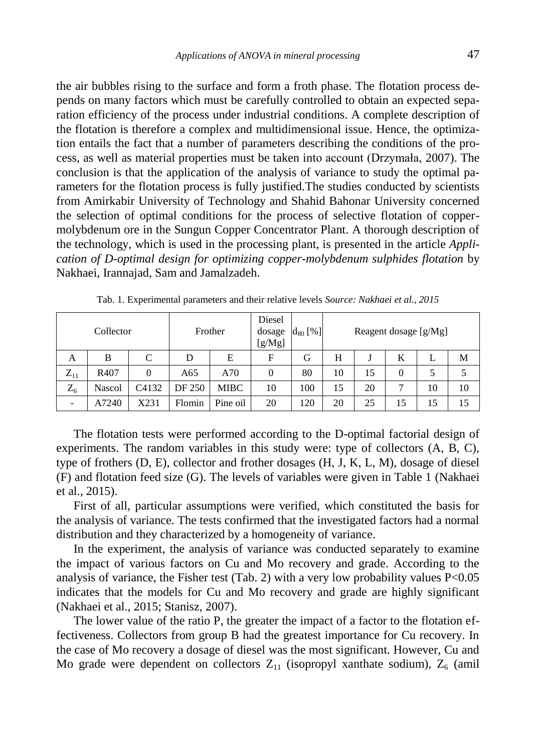the air bubbles rising to the surface and form a froth phase. The flotation process depends on many factors which must be carefully controlled to obtain an expected separation efficiency of the process under industrial conditions. A complete description of the flotation is therefore a complex and multidimensional issue. Hence, the optimization entails the fact that a number of parameters describing the conditions of the process, as well as material properties must be taken into account (Drzymała, 2007). The conclusion is that the application of the analysis of variance to study the optimal parameters for the flotation process is fully justified.The studies conducted by scientists from Amirkabir University of Technology and Shahid Bahonar University concerned the selection of optimal conditions for the process of selective flotation of copper-molybdenum ore in the Sungun Copper Concentrator Plant. A thorough description of the technology, which is used in the processing plant, is presented in the article *Application of D-optimal design for optimizing copper-molybdenum sulphides flotation* by Nakhaei, Irannajad, Sam and Jamalzadeh.

Tab. 1. Experimental parameters and their relative levels *Source: Nakhaei et al., 2015*

| Collector | | | Frother | | Diesel dosage [g/Mg] | $d_{80}$ [%] | Reagent dosage [g/Mg] | | | | |
|---|---|---|---|---|---|---|---|---|---|---|---|
| A | B | C | D | E | F | G | H | J | K | L | M |
| $Z_{11}$ | R407 | 0 | A65 | A70 | 0 | 80 | 10 | 15 | 0 | 5 | 5 |
| $Z_6$ | Nascol | C4132 | DF 250 | MIBC | 10 | 100 | 15 | 20 | 7 | 10 | 10 |
| - | A7240 | X231 | Flomin | Pine oil | 20 | 120 | 20 | 25 | 15 | 15 | 15 |

The flotation tests were performed according to the D-optimal factorial design of experiments. The random variables in this study were: type of collectors (A, B, C), type of frothers (D, E), collector and frother dosages (H, J, K, L, M), dosage of diesel (F) and flotation feed size (G). The levels of variables were given in Table 1 (Nakhaei et al., 2015).

First of all, particular assumptions were verified, which constituted the basis for the analysis of variance. The tests confirmed that the investigated factors had a normal distribution and they characterized by a homogeneity of variance.

In the experiment, the analysis of variance was conducted separately to examine the impact of various factors on Cu and Mo recovery and grade. According to the analysis of variance, the Fisher test (Tab. 2) with a very low probability values $P<0.05$ indicates that the models for Cu and Mo recovery and grade are highly significant (Nakhaei et al., 2015; Stanisz, 2007).

The lower value of the ratio P, the greater the impact of a factor to the flotation effectiveness. Collectors from group B had the greatest importance for Cu recovery. In the case of Mo recovery a dosage of diesel was the most significant. However, Cu and Mo grade were dependent on collectors $Z_{11}$ (isopropyl xanthate sodium), $Z_6$ (amil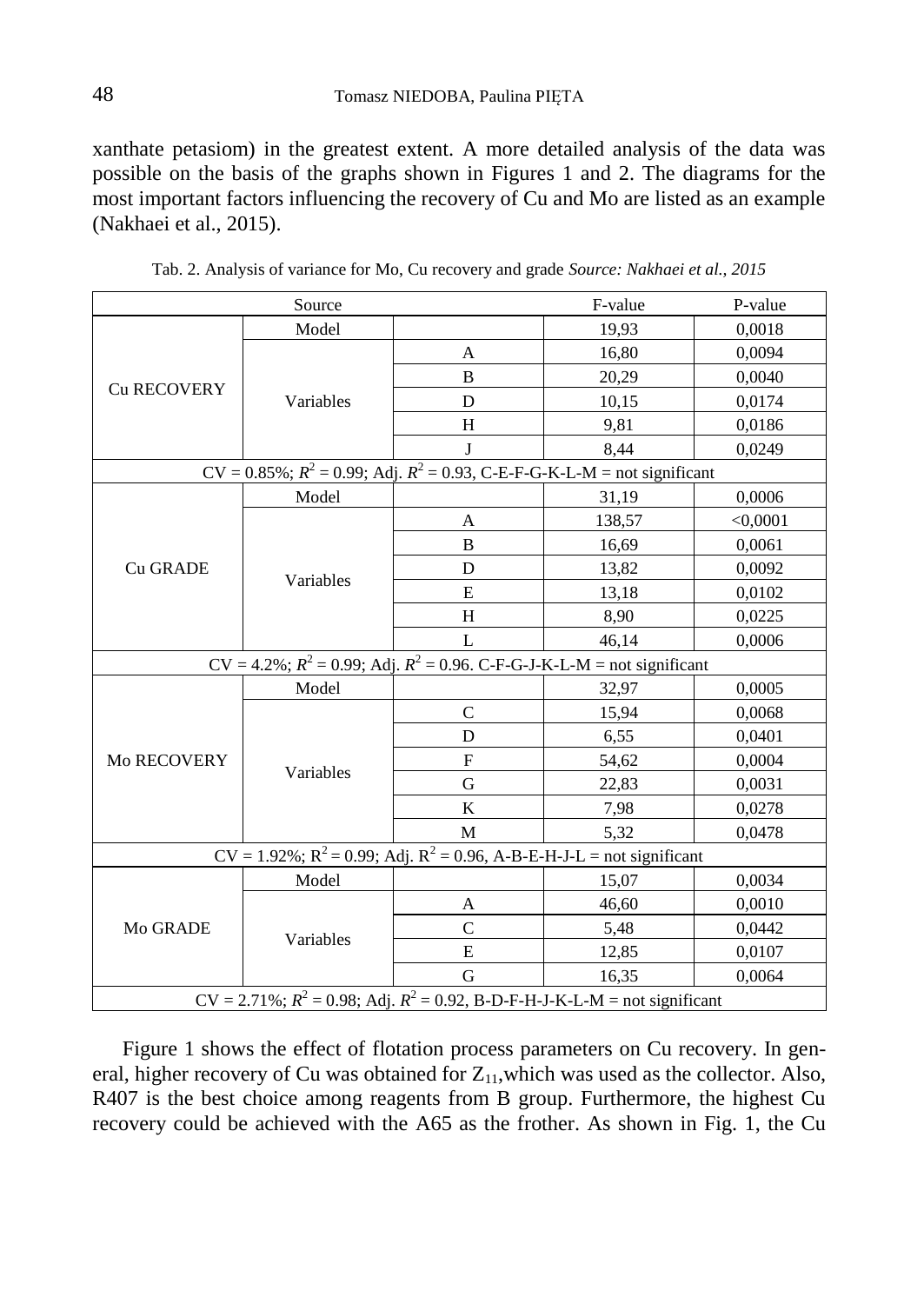xanthate petasiom) in the greatest extent. A more detailed analysis of the data was possible on the basis of the graphs shown in Figures 1 and 2. The diagrams for the most important factors influencing the recovery of Cu and Mo are listed as an example (Nakhaei et al., 2015).

Tab. 2. Analysis of variance for Mo, Cu recovery and grade *Source: Nakhaei et al., 2015*

| Source | | | F-value | P-value |
|---|---|---|---|---|
| Cu RECOVERY | Model | | 19,93 | 0,0018 |
| | Variables | A | 16,80 | 0,0094 |
| | | B | 20,29 | 0,0040 |
| | | D | 10,15 | 0,0174 |
| | | H | 9,81 | 0,0186 |
| | | J | 8,44 | 0,0249 |
| CV = 0.85%; $R^2$ = 0.99; Adj. $R^2$ = 0.93, C-E-F-G-K-L-M = not significant | | | | |
| Cu GRADE | Model | | 31,19 | 0,0006 |
| | Variables | A | 138,57 | <0,0001 |
| | | B | 16,69 | 0,0061 |
| | | D | 13,82 | 0,0092 |
| | | E | 13,18 | 0,0102 |
| | | H | 8,90 | 0,0225 |
| | | L | 46,14 | 0,0006 |
| CV = 4.2%; $R^2$ = 0.99; Adj. $R^2$ = 0.96. C-F-G-J-K-L-M = not significant | | | | |
| Mo RECOVERY | Model | | 32,97 | 0,0005 |
| | Variables | C | 15,94 | 0,0068 |
| | | D | 6,55 | 0,0401 |
| | | F | 54,62 | 0,0004 |
| | | G | 22,83 | 0,0031 |
| | | K | 7,98 | 0,0278 |
| | | M | 5,32 | 0,0478 |
| CV = 1.92%; $R^2$ = 0.99; Adj. $R^2$ = 0.96, A-B-E-H-J-L = not significant | | | | |
| Mo GRADE | Model | | 15,07 | 0,0034 |
| | Variables | A | 46,60 | 0,0010 |
| | | C | 5,48 | 0,0442 |
| | | E | 12,85 | 0,0107 |
| | | G | 16,35 | 0,0064 |
| CV = 2.71%; $R^2$ = 0.98; Adj. $R^2$ = 0.92, B-D-F-H-J-K-L-M = not significant | | | | |

Figure 1 shows the effect of flotation process parameters on Cu recovery. In general, higher recovery of Cu was obtained for $Z_{11}$,which was used as the collector. Also, R407 is the best choice among reagents from B group. Furthermore, the highest Cu recovery could be achieved with the A65 as the frother. As shown in Fig. 1, the Cu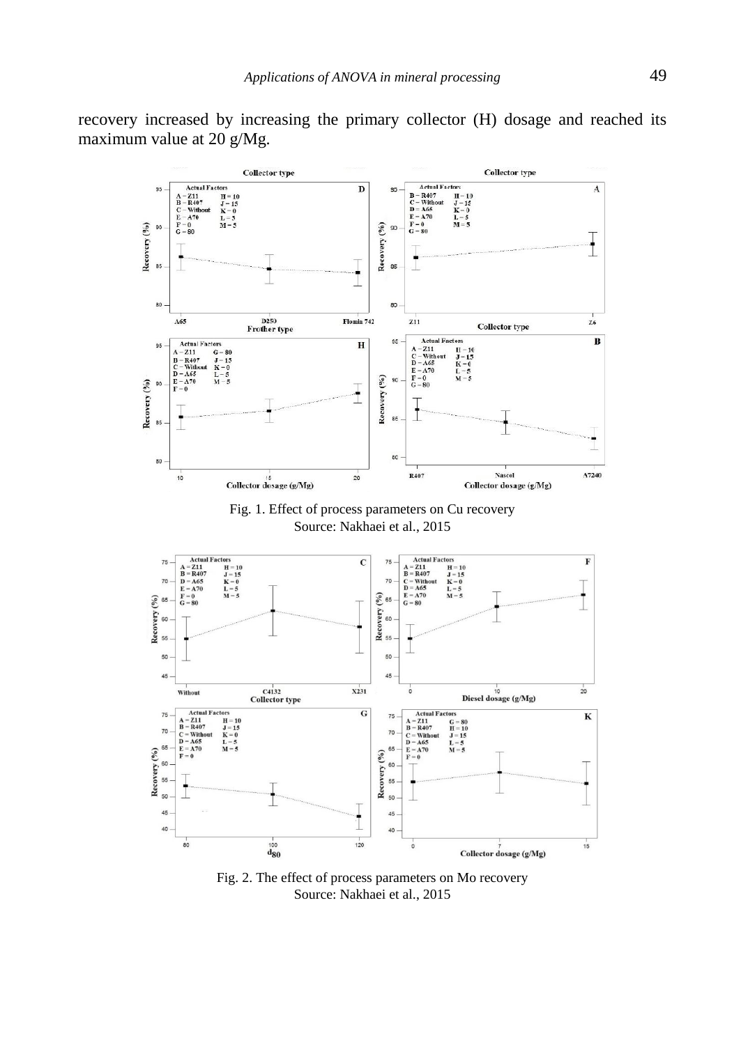recovery increased by increasing the primary collector (H) dosage and reached its maximum value at 20 g/Mg.

Fig. 1. Effect of process parameters on Cu recovery
Source: Nakhaei et al., 2015

Fig. 2. The effect of process parameters on Mo recovery
Source: Nakhaei et al., 2015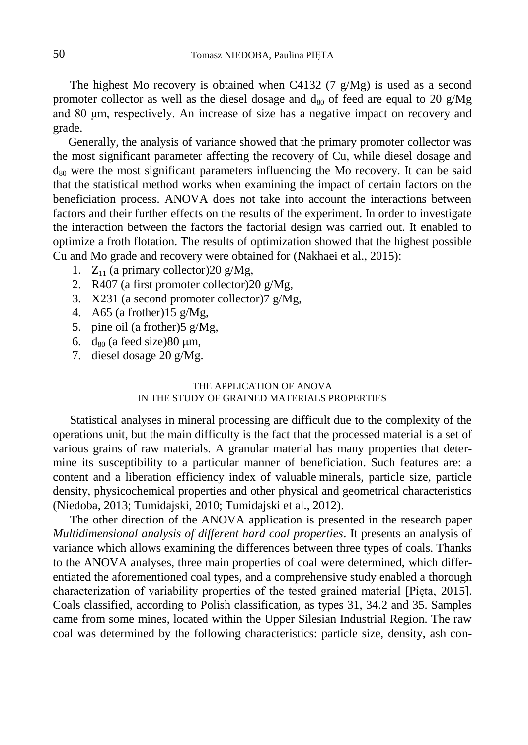The highest Mo recovery is obtained when C4132 (7 g/Mg) is used as a second promoter collector as well as the diesel dosage and $d_{80}$ of feed are equal to 20 g/Mg and 80 μm, respectively. An increase of size has a negative impact on recovery and grade.

Generally, the analysis of variance showed that the primary promoter collector was the most significant parameter affecting the recovery of Cu, while diesel dosage and $d_{80}$ were the most significant parameters influencing the Mo recovery. It can be said that the statistical method works when examining the impact of certain factors on the beneficiation process. ANOVA does not take into account the interactions between factors and their further effects on the results of the experiment. In order to investigate the interaction between the factors the factorial design was carried out. It enabled to optimize a froth flotation. The results of optimization showed that the highest possible Cu and Mo grade and recovery were obtained for (Nakhaei et al., 2015):

1. $Z_{11}$ (a primary collector)20 g/Mg,
2. R407 (a first promoter collector)20 g/Mg,
3. X231 (a second promoter collector)7 g/Mg,
4. A65 (a frother)15 g/Mg,
5. pine oil (a frother)5 g/Mg,
6. $d_{80}$ (a feed size)80 μm,
7. diesel dosage 20 g/Mg.

## THE APPLICATION OF ANOVA IN THE STUDY OF GRAINED MATERIALS PROPERTIES

Statistical analyses in mineral processing are difficult due to the complexity of the operations unit, but the main difficulty is the fact that the processed material is a set of various grains of raw materials. A granular material has many properties that determine its susceptibility to a particular manner of beneficiation. Such features are: a content and a liberation efficiency index of valuable minerals, particle size, particle density, physicochemical properties and other physical and geometrical characteristics (Niedoba, 2013; Tumidajski, 2010; Tumidajski et al., 2012).

The other direction of the ANOVA application is presented in the research paper *Multidimensional analysis of different hard coal properties*. It presents an analysis of variance which allows examining the differences between three types of coals. Thanks to the ANOVA analyses, three main properties of coal were determined, which differentiated the aforementioned coal types, and a comprehensive study enabled a thorough characterization of variability properties of the tested grained material [Pięta, 2015]. Coals classified, according to Polish classification, as types 31, 34.2 and 35. Samples came from some mines, located within the Upper Silesian Industrial Region. The raw coal was determined by the following characteristics: particle size, density, ash con-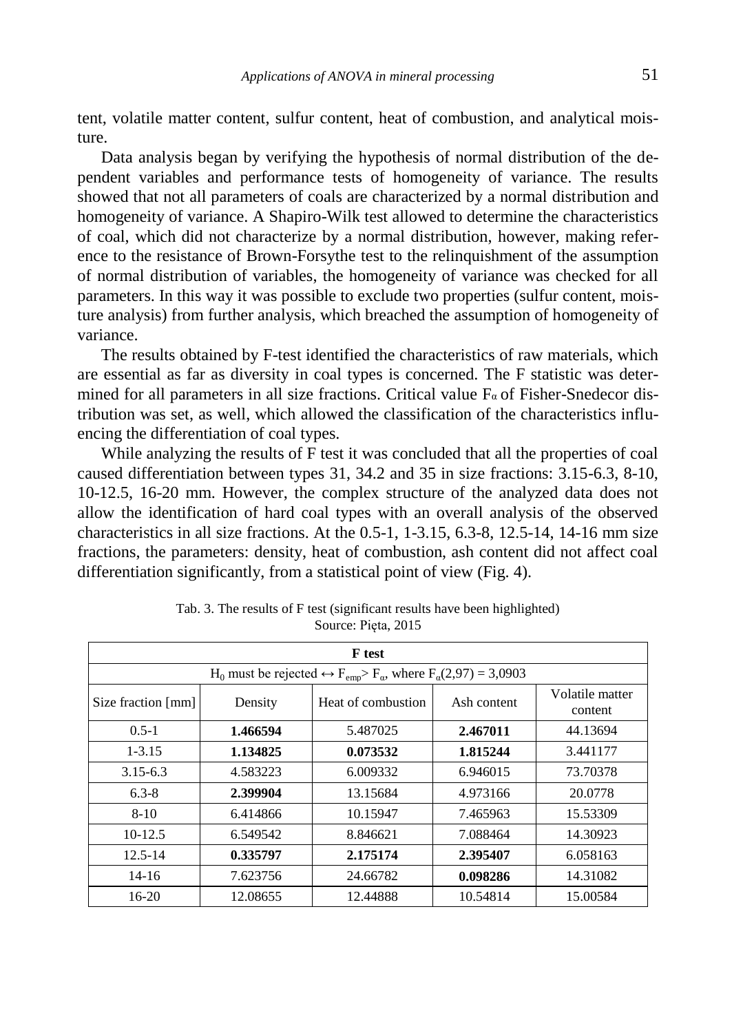tent, volatile matter content, sulfur content, heat of combustion, and analytical moisture.

Data analysis began by verifying the hypothesis of normal distribution of the dependent variables and performance tests of homogeneity of variance. The results showed that not all parameters of coals are characterized by a normal distribution and homogeneity of variance. A Shapiro-Wilk test allowed to determine the characteristics of coal, which did not characterize by a normal distribution, however, making reference to the resistance of Brown-Forsythe test to the relinquishment of the assumption of normal distribution of variables, the homogeneity of variance was checked for all parameters. In this way it was possible to exclude two properties (sulfur content, moisture analysis) from further analysis, which breached the assumption of homogeneity of variance.

The results obtained by F-test identified the characteristics of raw materials, which are essential as far as diversity in coal types is concerned. The F statistic was determined for all parameters in all size fractions. Critical value $F_\alpha$ of Fisher-Snedecor distribution was set, as well, which allowed the classification of the characteristics influencing the differentiation of coal types.

While analyzing the results of F test it was concluded that all the properties of coal caused differentiation between types 31, 34.2 and 35 in size fractions: 3.15-6.3, 8-10, 10-12.5, 16-20 mm. However, the complex structure of the analyzed data does not allow the identification of hard coal types with an overall analysis of the observed characteristics in all size fractions. At the 0.5-1, 1-3.15, 6.3-8, 12.5-14, 14-16 mm size fractions, the parameters: density, heat of combustion, ash content did not affect coal differentiation significantly, from a statistical point of view (Fig. 4).

Tab. 3. The results of F test (significant results have been highlighted)
Source: Pięta, 2015

| **F test** | | | | |
|---|---|---|---|---|
| $H_0$ must be rejected $\leftrightarrow F_{emp} > F_\alpha$, where $F_\alpha(2,97) = 3{,}0903$ | | | | |
| Size fraction [mm] | Density | Heat of combustion | Ash content | Volatile matter content |
| 0.5-1 | **1.466594** | 5.487025 | **2.467011** | 44.13694 |
| 1-3.15 | **1.134825** | **0.073532** | **1.815244** | 3.441177 |
| 3.15-6.3 | 4.583223 | 6.009332 | 6.946015 | 73.70378 |
| 6.3-8 | **2.399904** | 13.15684 | 4.973166 | 20.0778 |
| 8-10 | 6.414866 | 10.15947 | 7.465963 | 15.53309 |
| 10-12.5 | 6.549542 | 8.846621 | 7.088464 | 14.30923 |
| 12.5-14 | **0.335797** | **2.175174** | **2.395407** | 6.058163 |
| 14-16 | 7.623756 | 24.66782 | **0.098286** | 14.31082 |
| 16-20 | 12.08655 | 12.44888 | 10.54814 | 15.00584 |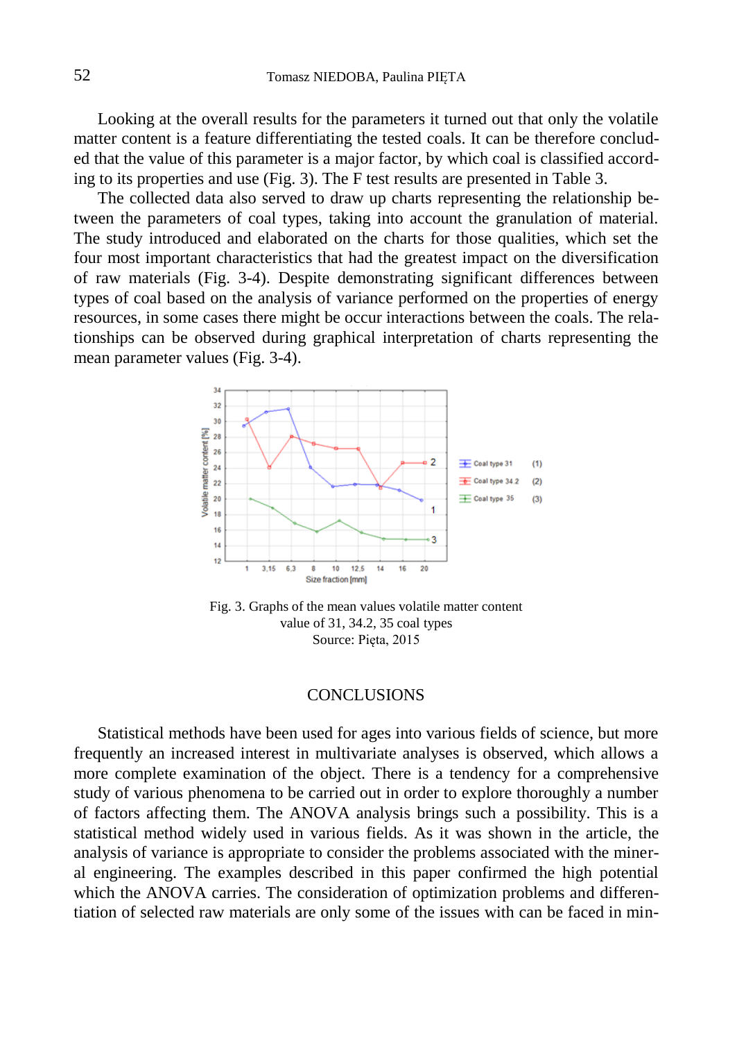Looking at the overall results for the parameters it turned out that only the volatile matter content is a feature differentiating the tested coals. It can be therefore concluded that the value of this parameter is a major factor, by which coal is classified according to its properties and use (Fig. 3). The F test results are presented in Table 3.

The collected data also served to draw up charts representing the relationship between the parameters of coal types, taking into account the granulation of material. The study introduced and elaborated on the charts for those qualities, which set the four most important characteristics that had the greatest impact on the diversification of raw materials (Fig. 3-4). Despite demonstrating significant differences between types of coal based on the analysis of variance performed on the properties of energy resources, in some cases there might be occur interactions between the coals. The relationships can be observed during graphical interpretation of charts representing the mean parameter values (Fig. 3-4).

Fig. 3. Graphs of the mean values volatile matter content value of 31, 34.2, 35 coal types
Source: Pięta, 2015

## CONCLUSIONS

Statistical methods have been used for ages into various fields of science, but more frequently an increased interest in multivariate analyses is observed, which allows a more complete examination of the object. There is a tendency for a comprehensive study of various phenomena to be carried out in order to explore thoroughly a number of factors affecting them. The ANOVA analysis brings such a possibility. This is a statistical method widely used in various fields. As it was shown in the article, the analysis of variance is appropriate to consider the problems associated with the mineral engineering. The examples described in this paper confirmed the high potential which the ANOVA carries. The consideration of optimization problems and differentiation of selected raw materials are only some of the issues with can be faced in min-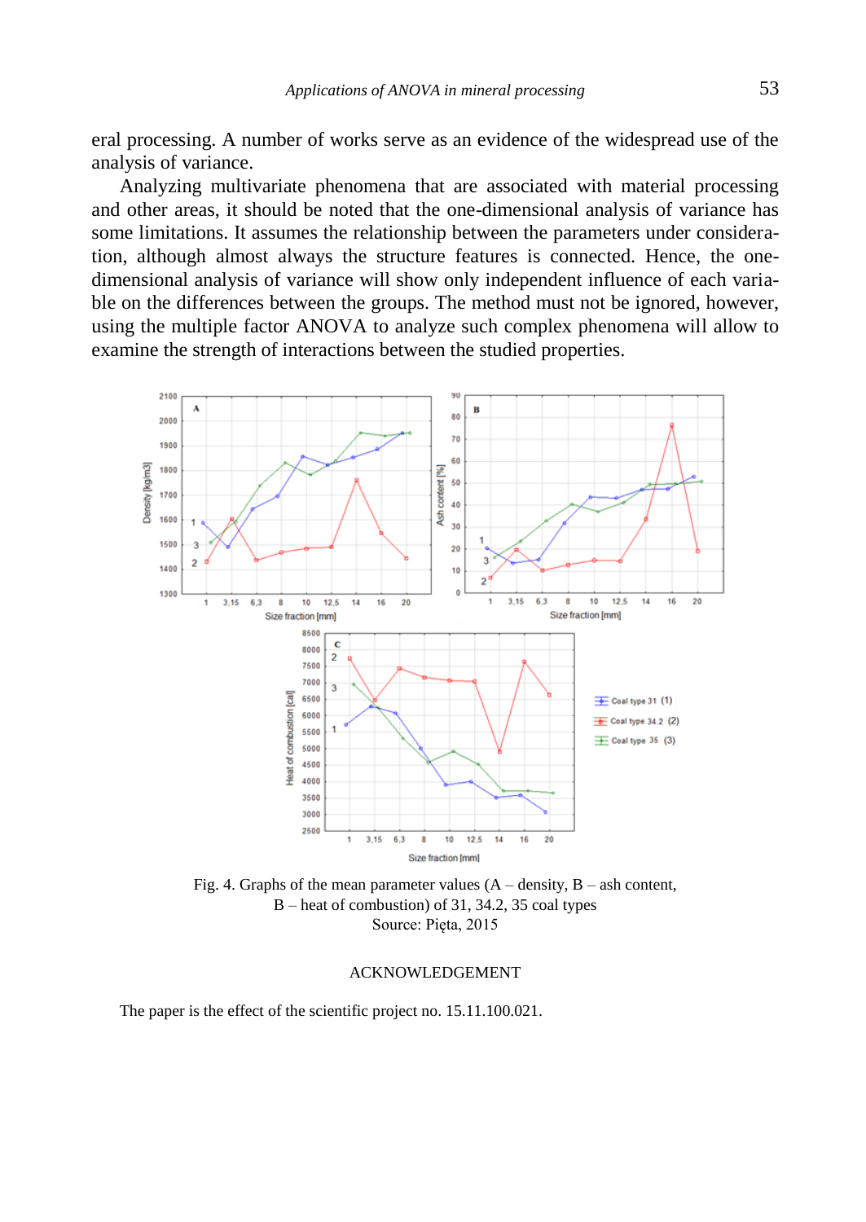eral processing. A number of works serve as an evidence of the widespread use of the analysis of variance.

Analyzing multivariate phenomena that are associated with material processing and other areas, it should be noted that the one-dimensional analysis of variance has some limitations. It assumes the relationship between the parameters under consideration, although almost always the structure features is connected. Hence, the one-dimensional analysis of variance will show only independent influence of each variable on the differences between the groups. The method must not be ignored, however, using the multiple factor ANOVA to analyze such complex phenomena will allow to examine the strength of interactions between the studied properties.

Fig. 4. Graphs of the mean parameter values (A – density, B – ash content, B – heat of combustion) of 31, 34.2, 35 coal types
Source: Pięta, 2015

## ACKNOWLEDGEMENT

The paper is the effect of the scientific project no. 15.11.100.021.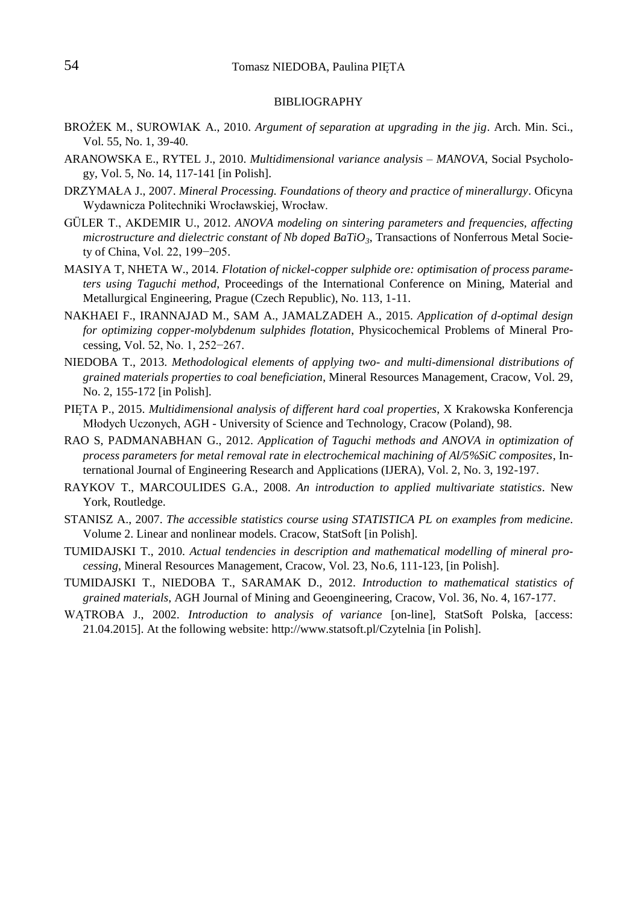## BIBLIOGRAPHY

BROŻEK M., SUROWIAK A., 2010. *Argument of separation at upgrading in the jig*. Arch. Min. Sci., Vol. 55, No. 1, 39-40.

ARANOWSKA E., RYTEL J., 2010. *Multidimensional variance analysis – MANOVA*, Social Psychology, Vol. 5, No. 14, 117-141 [in Polish].

DRZYMAŁA J., 2007. *Mineral Processing. Foundations of theory and practice of minerallurgy*. Oficyna Wydawnicza Politechniki Wrocławskiej, Wrocław.

GÜLER T., AKDEMIR U., 2012. *ANOVA modeling on sintering parameters and frequencies, affecting microstructure and dielectric constant of Nb doped $BaTiO_3$*, Transactions of Nonferrous Metal Society of China, Vol. 22, 199−205.

MASIYA T, NHETA W., 2014. *Flotation of nickel-copper sulphide ore: optimisation of process parameters using Taguchi method*, Proceedings of the International Conference on Mining, Material and Metallurgical Engineering, Prague (Czech Republic), No. 113, 1-11.

NAKHAEI F., IRANNAJAD M., SAM A., JAMALZADEH A., 2015. *Application of d-optimal design for optimizing copper-molybdenum sulphides flotation*, Physicochemical Problems of Mineral Processing, Vol. 52, No. 1, 252−267.

NIEDOBA T., 2013. *Methodological elements of applying two- and multi-dimensional distributions of grained materials properties to coal beneficiation*, Mineral Resources Management, Cracow, Vol. 29, No. 2, 155-172 [in Polish].

PIĘTA P., 2015. *Multidimensional analysis of different hard coal properties*, X Krakowska Konferencja Młodych Uczonych, AGH - University of Science and Technology, Cracow (Poland), 98.

RAO S, PADMANABHAN G., 2012. *Application of Taguchi methods and ANOVA in optimization of process parameters for metal removal rate in electrochemical machining of Al/5%SiC composites*, International Journal of Engineering Research and Applications (IJERA), Vol. 2, No. 3, 192-197.

RAYKOV T., MARCOULIDES G.A., 2008. *An introduction to applied multivariate statistics*. New York, Routledge.

STANISZ A., 2007. *The accessible statistics course using STATISTICA PL on examples from medicine*. Volume 2. Linear and nonlinear models. Cracow, StatSoft [in Polish].

TUMIDAJSKI T., 2010. *Actual tendencies in description and mathematical modelling of mineral processing*, Mineral Resources Management, Cracow, Vol. 23, No.6, 111-123, [in Polish].

TUMIDAJSKI T., NIEDOBA T., SARAMAK D., 2012. *Introduction to mathematical statistics of grained materials*, AGH Journal of Mining and Geoengineering, Cracow, Vol. 36, No. 4, 167-177.

WĄTROBA J., 2002. *Introduction to analysis of variance* [on-line], StatSoft Polska, [access: 21.04.2015]. At the following website: http://www.statsoft.pl/Czytelnia [in Polish].